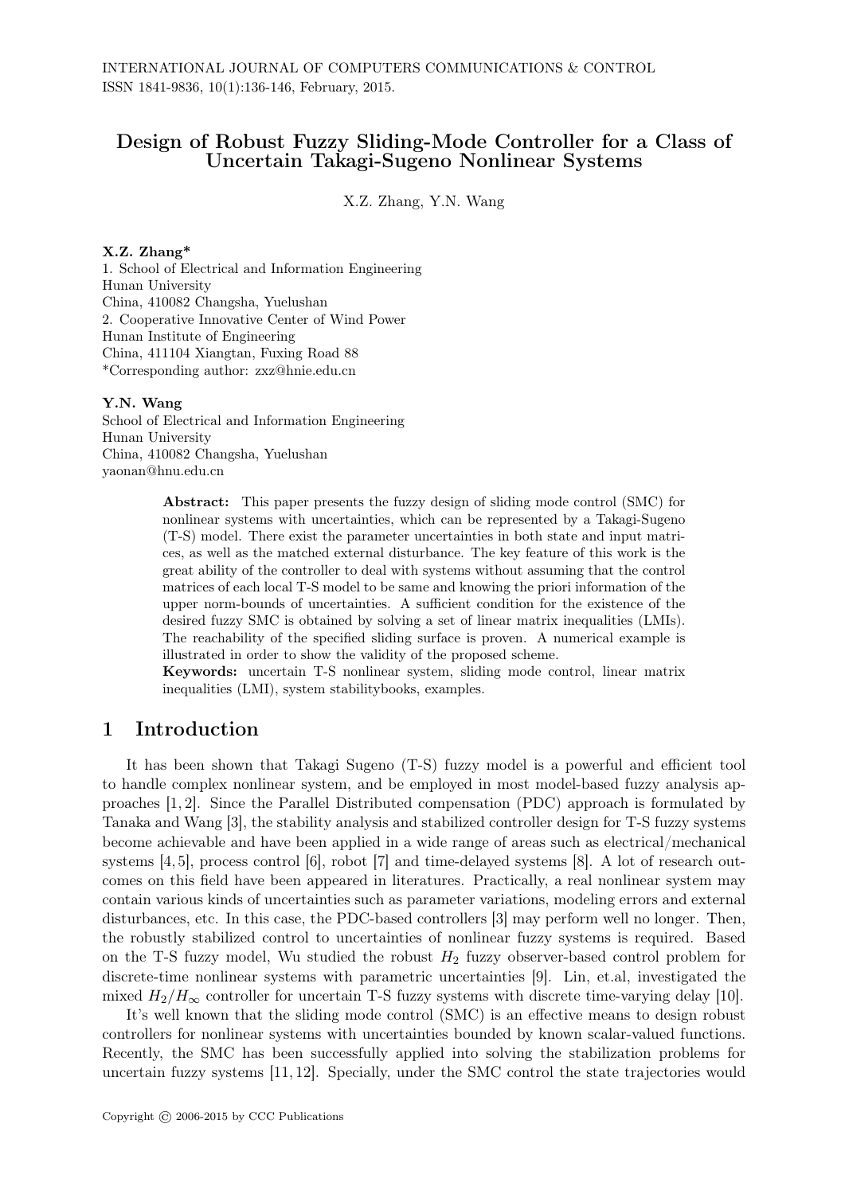INTERNATIONAL JOURNAL OF COMPUTERS COMMUNICATIONS & CONTROL
ISSN 1841-9836, 10(1):136-146, February, 2015.

# Design of Robust Fuzzy Sliding-Mode Controller for a Class of Uncertain Takagi-Sugeno Nonlinear Systems

X.Z. Zhang, Y.N. Wang

**X.Z. Zhang***
1. School of Electrical and Information Engineering
Hunan University
China, 410082 Changsha, Yuelushan
2. Cooperative Innovative Center of Wind Power
Hunan Institute of Engineering
China, 411104 Xiangtan, Fuxing Road 88
*Corresponding author: zxz@hnie.edu.cn

**Y.N. Wang**
School of Electrical and Information Engineering
Hunan University
China, 410082 Changsha, Yuelushan
yaonan@hnu.edu.cn

**Abstract:** This paper presents the fuzzy design of sliding mode control (SMC) for nonlinear systems with uncertainties, which can be represented by a Takagi-Sugeno (T-S) model. There exist the parameter uncertainties in both state and input matrices, as well as the matched external disturbance. The key feature of this work is the great ability of the controller to deal with systems without assuming that the control matrices of each local T-S model to be same and knowing the priori information of the upper norm-bounds of uncertainties. A sufficient condition for the existence of the desired fuzzy SMC is obtained by solving a set of linear matrix inequalities (LMIs). The reachability of the specified sliding surface is proven. A numerical example is illustrated in order to show the validity of the proposed scheme.

**Keywords:** uncertain T-S nonlinear system, sliding mode control, linear matrix inequalities (LMI), system stabilitybooks, examples.

## 1 Introduction

It has been shown that Takagi Sugeno (T-S) fuzzy model is a powerful and efficient tool to handle complex nonlinear system, and be employed in most model-based fuzzy analysis approaches [1, 2]. Since the Parallel Distributed compensation (PDC) approach is formulated by Tanaka and Wang [3], the stability analysis and stabilized controller design for T-S fuzzy systems become achievable and have been applied in a wide range of areas such as electrical/mechanical systems [4, 5], process control [6], robot [7] and time-delayed systems [8]. A lot of research outcomes on this field have been appeared in literatures. Practically, a real nonlinear system may contain various kinds of uncertainties such as parameter variations, modeling errors and external disturbances, etc. In this case, the PDC-based controllers [3] may perform well no longer. Then, the robustly stabilized control to uncertainties of nonlinear fuzzy systems is required. Based on the T-S fuzzy model, Wu studied the robust $H_2$ fuzzy observer-based control problem for discrete-time nonlinear systems with parametric uncertainties [9]. Lin, et.al, investigated the mixed $H_2/H_\infty$ controller for uncertain T-S fuzzy systems with discrete time-varying delay [10].

It's well known that the sliding mode control (SMC) is an effective means to design robust controllers for nonlinear systems with uncertainties bounded by known scalar-valued functions. Recently, the SMC has been successfully applied into solving the stabilization problems for uncertain fuzzy systems [11, 12]. Specially, under the SMC control the state trajectories would

Copyright © 2006-2015 by CCC Publications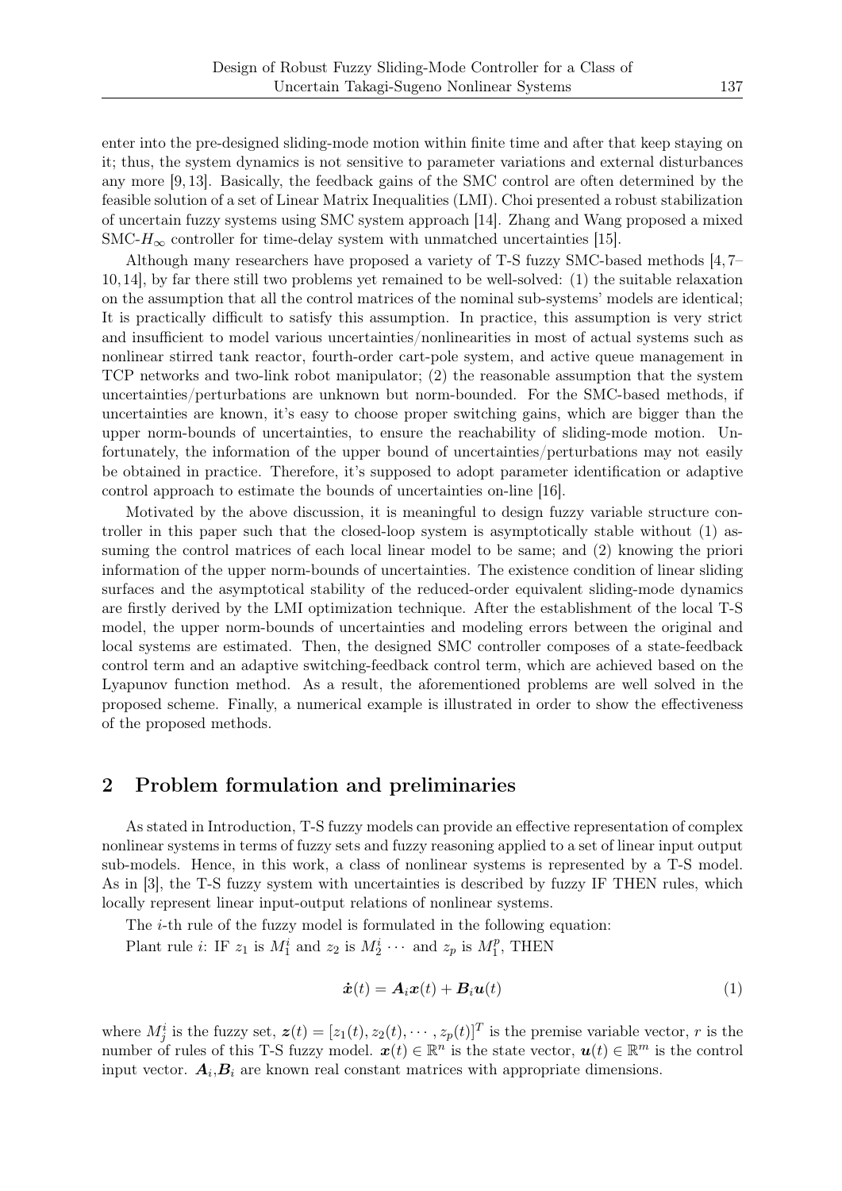enter into the pre-designed sliding-mode motion within finite time and after that keep staying on it; thus, the system dynamics is not sensitive to parameter variations and external disturbances any more [9, 13]. Basically, the feedback gains of the SMC control are often determined by the feasible solution of a set of Linear Matrix Inequalities (LMI). Choi presented a robust stabilization of uncertain fuzzy systems using SMC system approach [14]. Zhang and Wang proposed a mixed SMC-$H_\infty$ controller for time-delay system with unmatched uncertainties [15].

Although many researchers have proposed a variety of T-S fuzzy SMC-based methods [4, 7–10, 14], by far there still two problems yet remained to be well-solved: (1) the suitable relaxation on the assumption that all the control matrices of the nominal sub-systems' models are identical; It is practically difficult to satisfy this assumption. In practice, this assumption is very strict and insufficient to model various uncertainties/nonlinearities in most of actual systems such as nonlinear stirred tank reactor, fourth-order cart-pole system, and active queue management in TCP networks and two-link robot manipulator; (2) the reasonable assumption that the system uncertainties/perturbations are unknown but norm-bounded. For the SMC-based methods, if uncertainties are known, it's easy to choose proper switching gains, which are bigger than the upper norm-bounds of uncertainties, to ensure the reachability of sliding-mode motion. Unfortunately, the information of the upper bound of uncertainties/perturbations may not easily be obtained in practice. Therefore, it's supposed to adopt parameter identification or adaptive control approach to estimate the bounds of uncertainties on-line [16].

Motivated by the above discussion, it is meaningful to design fuzzy variable structure controller in this paper such that the closed-loop system is asymptotically stable without (1) assuming the control matrices of each local linear model to be same; and (2) knowing the priori information of the upper norm-bounds of uncertainties. The existence condition of linear sliding surfaces and the asymptotical stability of the reduced-order equivalent sliding-mode dynamics are firstly derived by the LMI optimization technique. After the establishment of the local T-S model, the upper norm-bounds of uncertainties and modeling errors between the original and local systems are estimated. Then, the designed SMC controller composes of a state-feedback control term and an adaptive switching-feedback control term, which are achieved based on the Lyapunov function method. As a result, the aforementioned problems are well solved in the proposed scheme. Finally, a numerical example is illustrated in order to show the effectiveness of the proposed methods.

## 2 Problem formulation and preliminaries

As stated in Introduction, T-S fuzzy models can provide an effective representation of complex nonlinear systems in terms of fuzzy sets and fuzzy reasoning applied to a set of linear input output sub-models. Hence, in this work, a class of nonlinear systems is represented by a T-S model. As in [3], the T-S fuzzy system with uncertainties is described by fuzzy IF THEN rules, which locally represent linear input-output relations of nonlinear systems.

The $i$-th rule of the fuzzy model is formulated in the following equation:

Plant rule $i$: IF $z_1$ is $M_1^i$ and $z_2$ is $M_2^i$ $\cdots$ and $z_p$ is $M_1^p$, THEN

$$\dot{\boldsymbol{x}}(t) = \boldsymbol{A}_i \boldsymbol{x}(t) + \boldsymbol{B}_i \boldsymbol{u}(t) \tag{1}$$

where $M_j^i$ is the fuzzy set, $\boldsymbol{z}(t) = [z_1(t), z_2(t), \cdots, z_p(t)]^T$ is the premise variable vector, $r$ is the number of rules of this T-S fuzzy model. $\boldsymbol{x}(t) \in \mathbb{R}^n$ is the state vector, $\boldsymbol{u}(t) \in \mathbb{R}^m$ is the control input vector. $\boldsymbol{A}_i$,$\boldsymbol{B}_i$ are known real constant matrices with appropriate dimensions.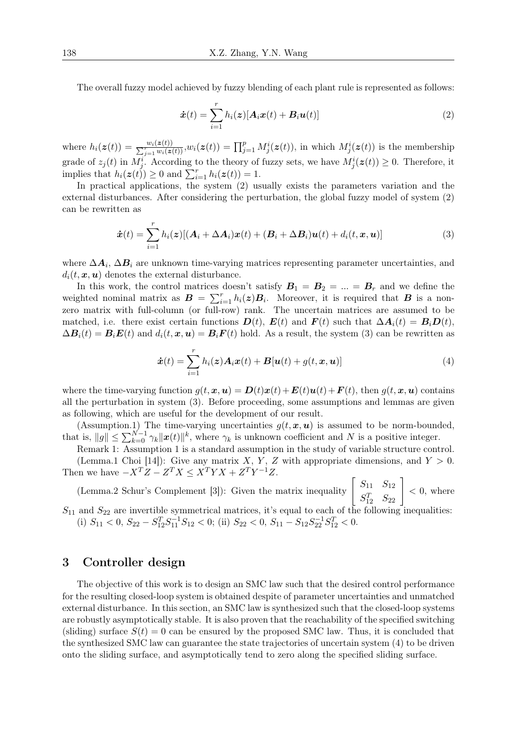The overall fuzzy model achieved by fuzzy blending of each plant rule is represented as follows:

$$\dot{\boldsymbol{x}}(t) = \sum_{i=1}^{r} h_i(\boldsymbol{z})[\boldsymbol{A}_i\boldsymbol{x}(t) + \boldsymbol{B}_i\boldsymbol{u}(t)] \tag{2}$$

where $h_i(\boldsymbol{z}(t)) = \frac{w_i(\boldsymbol{z}(t))}{\sum_{j=1}^{r} w_i(\boldsymbol{z}(t))}$, $w_i(\boldsymbol{z}(t)) = \prod_{j=1}^{p} M_j^i(\boldsymbol{z}(t))$, in which $M_j^i(\boldsymbol{z}(t))$ is the membership grade of $z_j(t)$ in $M_j^i$. According to the theory of fuzzy sets, we have $M_j^i(\boldsymbol{z}(t)) \geq 0$. Therefore, it implies that $h_i(\boldsymbol{z}(t)) \geq 0$ and $\sum_{i=1}^{r} h_i(\boldsymbol{z}(t)) = 1$.

In practical applications, the system (2) usually exists the parameters variation and the external disturbances. After considering the perturbation, the global fuzzy model of system (2) can be rewritten as

$$\dot{\boldsymbol{x}}(t) = \sum_{i=1}^{r} h_i(\boldsymbol{z})[(\boldsymbol{A}_i + \Delta\boldsymbol{A}_i)\boldsymbol{x}(t) + (\boldsymbol{B}_i + \Delta\boldsymbol{B}_i)\boldsymbol{u}(t) + d_i(t, \boldsymbol{x}, \boldsymbol{u})] \tag{3}$$

where $\Delta\boldsymbol{A}_i$, $\Delta\boldsymbol{B}_i$ are unknown time-varying matrices representing parameter uncertainties, and $d_i(t, \boldsymbol{x}, \boldsymbol{u})$ denotes the external disturbance.

In this work, the control matrices doesn't satisfy $\boldsymbol{B}_1 = \boldsymbol{B}_2 = ... = \boldsymbol{B}_r$ and we define the weighted nominal matrix as $\boldsymbol{B} = \sum_{i=1}^{r} h_i(\boldsymbol{z})\boldsymbol{B}_i$. Moreover, it is required that $\boldsymbol{B}$ is a nonzero matrix with full-column (or full-row) rank. The uncertain matrices are assumed to be matched, i.e. there exist certain functions $\boldsymbol{D}(t)$, $\boldsymbol{E}(t)$ and $\boldsymbol{F}(t)$ such that $\Delta\boldsymbol{A}_i(t) = \boldsymbol{B}_i\boldsymbol{D}(t)$, $\Delta\boldsymbol{B}_i(t) = \boldsymbol{B}_i\boldsymbol{E}(t)$ and $d_i(t, \boldsymbol{x}, \boldsymbol{u}) = \boldsymbol{B}_i\boldsymbol{F}(t)$ hold. As a result, the system (3) can be rewritten as

$$\dot{\boldsymbol{x}}(t) = \sum_{i=1}^{r} h_i(\boldsymbol{z})\boldsymbol{A}_i\boldsymbol{x}(t) + \boldsymbol{B}[\boldsymbol{u}(t) + g(t, \boldsymbol{x}, \boldsymbol{u})] \tag{4}$$

where the time-varying function $g(t, \boldsymbol{x}, \boldsymbol{u}) = \boldsymbol{D}(t)\boldsymbol{x}(t) + \boldsymbol{E}(t)\boldsymbol{u}(t) + \boldsymbol{F}(t)$, then $g(t, \boldsymbol{x}, \boldsymbol{u})$ contains all the perturbation in system (3). Before proceeding, some assumptions and lemmas are given as following, which are useful for the development of our result.

(Assumption.1) The time-varying uncertainties $g(t, \boldsymbol{x}, \boldsymbol{u})$ is assumed to be norm-bounded, that is, $\|g\| \leq \sum_{k=0}^{N-1} \gamma_k \|\boldsymbol{x}(t)\|^k$, where $\gamma_k$ is unknown coefficient and $N$ is a positive integer.

Remark 1: Assumption 1 is a standard assumption in the study of variable structure control.

(Lemma.1 Choi [14]): Give any matrix $X$, $Y$, $Z$ with appropriate dimensions, and $Y > 0$. Then we have $-X^TZ - Z^TX \leq X^TYX + Z^TY^{-1}Z$.

(Lemma.2 Schur's Complement [3]): Given the matrix inequality $\begin{bmatrix} S_{11} & S_{12} \\ S_{12}^T & S_{22} \end{bmatrix} < 0$, where $S_{11}$ and $S_{22}$ are invertible symmetrical matrices, it's equal to each of the following inequalities: (i) $S_{11} < 0$, $S_{22} - S_{12}^TS_{11}^{-1}S_{12} < 0$; (ii) $S_{22} < 0$, $S_{11} - S_{12}S_{22}^{-1}S_{12}^T < 0$.

## 3 Controller design

The objective of this work is to design an SMC law such that the desired control performance for the resulting closed-loop system is obtained despite of parameter uncertainties and unmatched external disturbance. In this section, an SMC law is synthesized such that the closed-loop systems are robustly asymptotically stable. It is also proven that the reachability of the specified switching (sliding) surface $S(t) = 0$ can be ensured by the proposed SMC law. Thus, it is concluded that the synthesized SMC law can guarantee the state trajectories of uncertain system (4) to be driven onto the sliding surface, and asymptotically tend to zero along the specified sliding surface.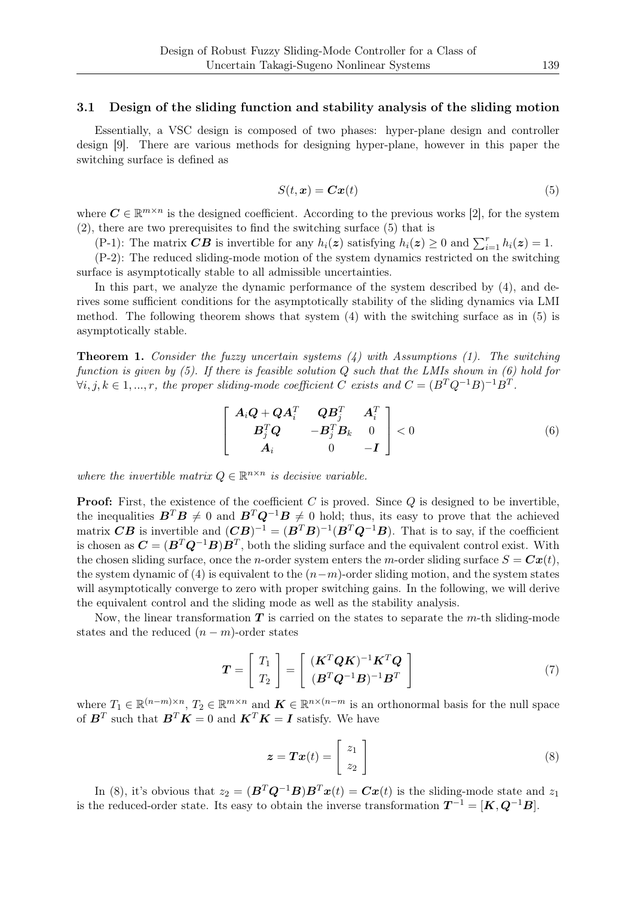### 3.1 Design of the sliding function and stability analysis of the sliding motion

Essentially, a VSC design is composed of two phases: hyper-plane design and controller design [9]. There are various methods for designing hyper-plane, however in this paper the switching surface is defined as

$$S(t, \boldsymbol{x}) = \boldsymbol{C}\boldsymbol{x}(t) \tag{5}$$

where $\boldsymbol{C} \in \mathbb{R}^{m \times n}$ is the designed coefficient. According to the previous works [2], for the system (2), there are two prerequisites to find the switching surface (5) that is

(P-1): The matrix $\boldsymbol{CB}$ is invertible for any $h_i(\boldsymbol{z})$ satisfying $h_i(\boldsymbol{z}) \geq 0$ and $\sum_{i=1}^{r} h_i(\boldsymbol{z}) = 1$.

(P-2): The reduced sliding-mode motion of the system dynamics restricted on the switching surface is asymptotically stable to all admissible uncertainties.

In this part, we analyze the dynamic performance of the system described by (4), and derives some sufficient conditions for the asymptotically stability of the sliding dynamics via LMI method. The following theorem shows that system (4) with the switching surface as in (5) is asymptotically stable.

**Theorem 1.** *Consider the fuzzy uncertain systems (4) with Assumptions (1). The switching function is given by (5). If there is feasible solution $Q$ such that the LMIs shown in (6) hold for $\forall i, j, k \in 1, ..., r$, the proper sliding-mode coefficient $C$ exists and $C = (B^T Q^{-1} B)^{-1} B^T$.*

$$\begin{bmatrix} \boldsymbol{A}_i\boldsymbol{Q} + \boldsymbol{Q}\boldsymbol{A}_i^T & \boldsymbol{Q}\boldsymbol{B}_j^T & \boldsymbol{A}_i^T \\ \boldsymbol{B}_j^T\boldsymbol{Q} & -\boldsymbol{B}_j^T\boldsymbol{B}_k & 0 \\ \boldsymbol{A}_i & 0 & -\boldsymbol{I} \end{bmatrix} < 0 \tag{6}$$

*where the invertible matrix $Q \in \mathbb{R}^{n \times n}$ is decisive variable.*

**Proof:** First, the existence of the coefficient $C$ is proved. Since $Q$ is designed to be invertible, the inequalities $\boldsymbol{B}^T\boldsymbol{B} \neq 0$ and $\boldsymbol{B}^T\boldsymbol{Q}^{-1}\boldsymbol{B} \neq 0$ hold; thus, its easy to prove that the achieved matrix $\boldsymbol{CB}$ is invertible and $(\boldsymbol{CB})^{-1} = (\boldsymbol{B}^T\boldsymbol{B})^{-1}(\boldsymbol{B}^T\boldsymbol{Q}^{-1}\boldsymbol{B})$. That is to say, if the coefficient is chosen as $\boldsymbol{C} = (\boldsymbol{B}^T\boldsymbol{Q}^{-1}\boldsymbol{B})\boldsymbol{B}^T$, both the sliding surface and the equivalent control exist. With the chosen sliding surface, once the $n$-order system enters the $m$-order sliding surface $S = \boldsymbol{C}\boldsymbol{x}(t)$, the system dynamic of (4) is equivalent to the $(n-m)$-order sliding motion, and the system states will asymptotically converge to zero with proper switching gains. In the following, we will derive the equivalent control and the sliding mode as well as the stability analysis.

Now, the linear transformation $\boldsymbol{T}$ is carried on the states to separate the $m$-th sliding-mode states and the reduced $(n-m)$-order states

$$\boldsymbol{T} = \begin{bmatrix} T_1 \\ T_2 \end{bmatrix} = \begin{bmatrix} (\boldsymbol{K}^T\boldsymbol{Q}\boldsymbol{K})^{-1}\boldsymbol{K}^T\boldsymbol{Q} \\ (\boldsymbol{B}^T\boldsymbol{Q}^{-1}\boldsymbol{B})^{-1}\boldsymbol{B}^T \end{bmatrix} \tag{7}$$

where $T_1 \in \mathbb{R}^{(n-m) \times n}$, $T_2 \in \mathbb{R}^{m \times n}$ and $\boldsymbol{K} \in \mathbb{R}^{n \times (n-m}$ is an orthonormal basis for the null space of $\boldsymbol{B}^T$ such that $\boldsymbol{B}^T\boldsymbol{K} = 0$ and $\boldsymbol{K}^T\boldsymbol{K} = \boldsymbol{I}$ satisfy. We have

$$\boldsymbol{z} = \boldsymbol{T}\boldsymbol{x}(t) = \begin{bmatrix} z_1 \\ z_2 \end{bmatrix} \tag{8}$$

In (8), it's obvious that $z_2 = (\boldsymbol{B}^T\boldsymbol{Q}^{-1}\boldsymbol{B})\boldsymbol{B}^T\boldsymbol{x}(t) = \boldsymbol{C}\boldsymbol{x}(t)$ is the sliding-mode state and $z_1$ is the reduced-order state. Its easy to obtain the inverse transformation $\boldsymbol{T}^{-1} = [\boldsymbol{K}, \boldsymbol{Q}^{-1}\boldsymbol{B}]$.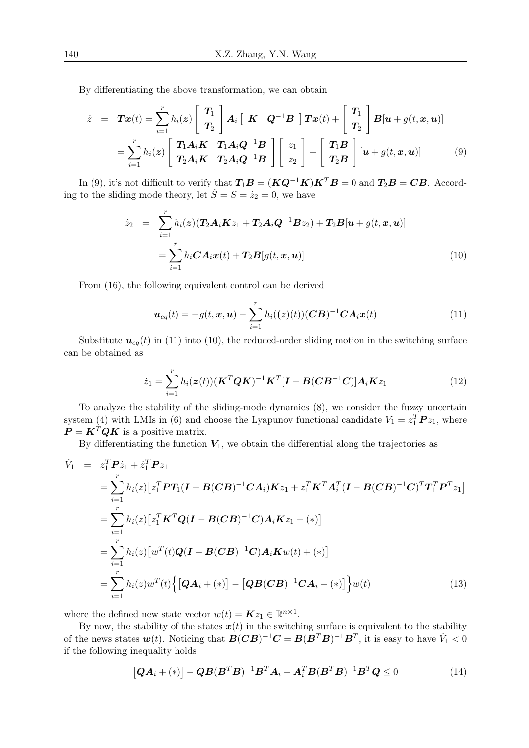By differentiating the above transformation, we can obtain

$$
\begin{aligned}
\dot{z} &= \boldsymbol{T}\boldsymbol{x}(t) = \sum_{i=1}^{r} h_i(\boldsymbol{z}) \begin{bmatrix} \boldsymbol{T}_1 \\ \boldsymbol{T}_2 \end{bmatrix} \boldsymbol{A}_i \begin{bmatrix} \boldsymbol{K} & \boldsymbol{Q}^{-1}\boldsymbol{B} \end{bmatrix} \boldsymbol{T}\boldsymbol{x}(t) + \begin{bmatrix} \boldsymbol{T}_1 \\ \boldsymbol{T}_2 \end{bmatrix} \boldsymbol{B}[\boldsymbol{u} + g(t, \boldsymbol{x}, \boldsymbol{u})] \\
&= \sum_{i=1}^{r} h_i(\boldsymbol{z}) \begin{bmatrix} \boldsymbol{T}_1\boldsymbol{A}_i\boldsymbol{K} & \boldsymbol{T}_1\boldsymbol{A}_i\boldsymbol{Q}^{-1}\boldsymbol{B} \\ \boldsymbol{T}_2\boldsymbol{A}_i\boldsymbol{K} & \boldsymbol{T}_2\boldsymbol{A}_i\boldsymbol{Q}^{-1}\boldsymbol{B} \end{bmatrix} \begin{bmatrix} z_1 \\ z_2 \end{bmatrix} + \begin{bmatrix} \boldsymbol{T}_1\boldsymbol{B} \\ \boldsymbol{T}_2\boldsymbol{B} \end{bmatrix} [\boldsymbol{u} + g(t, \boldsymbol{x}, \boldsymbol{u})] \qquad (9)
\end{aligned}
$$

In (9), it's not difficult to verify that $\boldsymbol{T}_1\boldsymbol{B} = (\boldsymbol{K}\boldsymbol{Q}^{-1}\boldsymbol{K})\boldsymbol{K}^T\boldsymbol{B} = 0$ and $\boldsymbol{T}_2\boldsymbol{B} = \boldsymbol{C}\boldsymbol{B}$. According to the sliding mode theory, let $\dot{S} = S = \dot{z}_2 = 0$, we have

$$
\begin{aligned}
\dot{z}_2 &= \sum_{i=1}^{r} h_i(\boldsymbol{z})(\boldsymbol{T}_2\boldsymbol{A}_i\boldsymbol{K}z_1 + \boldsymbol{T}_2\boldsymbol{A}_i\boldsymbol{Q}^{-1}\boldsymbol{B}z_2) + \boldsymbol{T}_2\boldsymbol{B}[\boldsymbol{u} + g(t, \boldsymbol{x}, \boldsymbol{u})] \\
&= \sum_{i=1}^{r} h_i\boldsymbol{C}\boldsymbol{A}_i\boldsymbol{x}(t) + \boldsymbol{T}_2\boldsymbol{B}[g(t, \boldsymbol{x}, \boldsymbol{u})] \qquad (10)
\end{aligned}
$$

From (16), the following equivalent control can be derived

$$
\boldsymbol{u}_{eq}(t) = -g(t, \boldsymbol{x}, \boldsymbol{u}) - \sum_{i=1}^{r} h_i((z)(t))(\boldsymbol{C}\boldsymbol{B})^{-1}\boldsymbol{C}\boldsymbol{A}_i\boldsymbol{x}(t) \qquad (11)
$$

Substitute $\boldsymbol{u}_{eq}(t)$ in (11) into (10), the reduced-order sliding motion in the switching surface can be obtained as

$$
\dot{z}_1 = \sum_{i=1}^{r} h_i(\boldsymbol{z}(t))(\boldsymbol{K}^T\boldsymbol{Q}\boldsymbol{K})^{-1}\boldsymbol{K}^T[\boldsymbol{I} - \boldsymbol{B}(\boldsymbol{C}\boldsymbol{B}^{-1}\boldsymbol{C})]\boldsymbol{A}_i\boldsymbol{K}z_1 \qquad (12)
$$

To analyze the stability of the sliding-mode dynamics (8), we consider the fuzzy uncertain system (4) with LMIs in (6) and choose the Lyapunov functional candidate $V_1 = z_1^T\boldsymbol{P}z_1$, where $\boldsymbol{P} = \boldsymbol{K}^T\boldsymbol{Q}\boldsymbol{K}$ is a positive matrix.

By differentiating the function $\boldsymbol{V}_1$, we obtain the differential along the trajectories as

$$
\begin{aligned}
\dot{V}_1 &= z_1^T\boldsymbol{P}\dot{z}_1 + \dot{z}_1^T\boldsymbol{P}z_1 \\
&= \sum_{i=1}^{r} h_i(z)\big[z_1^T\boldsymbol{P}\boldsymbol{T}_1(\boldsymbol{I} - \boldsymbol{B}(\boldsymbol{C}\boldsymbol{B})^{-1}\boldsymbol{C}\boldsymbol{A}_i)\boldsymbol{K}z_1 + z_1^T\boldsymbol{K}^T\boldsymbol{A}_i^T(\boldsymbol{I} - \boldsymbol{B}(\boldsymbol{C}\boldsymbol{B})^{-1}\boldsymbol{C})^T\boldsymbol{T}_1^T\boldsymbol{P}^Tz_1\big] \\
&= \sum_{i=1}^{r} h_i(z)\big[z_1^T\boldsymbol{K}^T\boldsymbol{Q}(\boldsymbol{I} - \boldsymbol{B}(\boldsymbol{C}\boldsymbol{B})^{-1}\boldsymbol{C})\boldsymbol{A}_i\boldsymbol{K}z_1 + (*)\big] \\
&= \sum_{i=1}^{r} h_i(z)\big[w^T(t)\boldsymbol{Q}(\boldsymbol{I} - \boldsymbol{B}(\boldsymbol{C}\boldsymbol{B})^{-1}\boldsymbol{C})\boldsymbol{A}_i\boldsymbol{K}w(t) + (*)\big] \\
&= \sum_{i=1}^{r} h_i(z)w^T(t)\Big\{\big[\boldsymbol{Q}\boldsymbol{A}_i + (*)\big] - \big[\boldsymbol{Q}\boldsymbol{B}(\boldsymbol{C}\boldsymbol{B})^{-1}\boldsymbol{C}\boldsymbol{A}_i + (*)\big]\Big\}w(t) \qquad (13)
\end{aligned}
$$

where the defined new state vector $w(t) = \boldsymbol{K}z_1 \in \mathbb{R}^{n\times 1}$.

By now, the stability of the states $\boldsymbol{x}(t)$ in the switching surface is equivalent to the stability of the news states $\boldsymbol{w}(t)$. Noticing that $\boldsymbol{B}(\boldsymbol{C}\boldsymbol{B})^{-1}\boldsymbol{C} = \boldsymbol{B}(\boldsymbol{B}^T\boldsymbol{B})^{-1}\boldsymbol{B}^T$, it is easy to have $\dot{V}_1 < 0$ if the following inequality holds

$$
\big[\boldsymbol{Q}\boldsymbol{A}_i + (*)\big] - \boldsymbol{Q}\boldsymbol{B}(\boldsymbol{B}^T\boldsymbol{B})^{-1}\boldsymbol{B}^T\boldsymbol{A}_i - \boldsymbol{A}_i^T\boldsymbol{B}(\boldsymbol{B}^T\boldsymbol{B})^{-1}\boldsymbol{B}^T\boldsymbol{Q} \leq 0 \qquad (14)
$$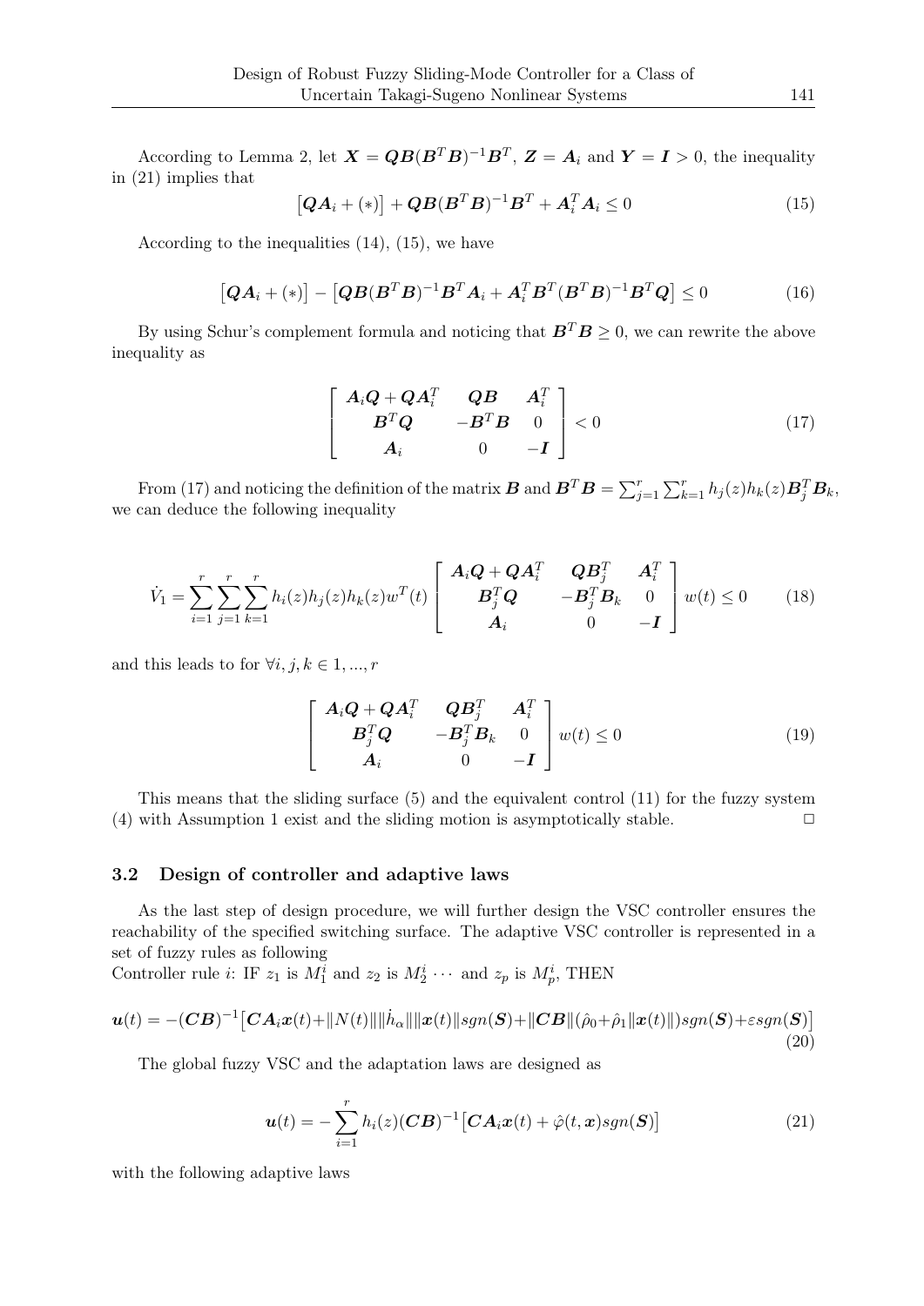According to Lemma 2, let $\boldsymbol{X} = \boldsymbol{QB}(\boldsymbol{B}^T\boldsymbol{B})^{-1}\boldsymbol{B}^T$, $\boldsymbol{Z} = \boldsymbol{A}_i$ and $\boldsymbol{Y} = \boldsymbol{I} > 0$, the inequality in (21) implies that

$$\left[\boldsymbol{QA}_i + (*)\right] + \boldsymbol{QB}(\boldsymbol{B}^T\boldsymbol{B})^{-1}\boldsymbol{B}^T + \boldsymbol{A}_i^T\boldsymbol{A}_i \leq 0 \tag{15}$$

According to the inequalities (14), (15), we have

$$\left[\boldsymbol{QA}_i + (*)\right] - \left[\boldsymbol{QB}(\boldsymbol{B}^T\boldsymbol{B})^{-1}\boldsymbol{B}^T\boldsymbol{A}_i + \boldsymbol{A}_i^T\boldsymbol{B}^T(\boldsymbol{B}^T\boldsymbol{B})^{-1}\boldsymbol{B}^T\boldsymbol{Q}\right] \leq 0 \tag{16}$$

By using Schur's complement formula and noticing that $\boldsymbol{B}^T\boldsymbol{B} \geq 0$, we can rewrite the above inequality as

$$\begin{bmatrix} \boldsymbol{A}_i\boldsymbol{Q} + \boldsymbol{QA}_i^T & \boldsymbol{QB} & \boldsymbol{A}_i^T \\ \boldsymbol{B}^T\boldsymbol{Q} & -\boldsymbol{B}^T\boldsymbol{B} & 0 \\ \boldsymbol{A}_i & 0 & -\boldsymbol{I} \end{bmatrix} < 0 \tag{17}$$

From (17) and noticing the definition of the matrix $\boldsymbol{B}$ and $\boldsymbol{B}^T\boldsymbol{B} = \sum_{j=1}^{r}\sum_{k=1}^{r} h_j(z)h_k(z)\boldsymbol{B}_j^T\boldsymbol{B}_k$, we can deduce the following inequality

$$\dot{V}_1 = \sum_{i=1}^{r}\sum_{j=1}^{r}\sum_{k=1}^{r} h_i(z)h_j(z)h_k(z)w^T(t)\begin{bmatrix} \boldsymbol{A}_i\boldsymbol{Q} + \boldsymbol{QA}_i^T & \boldsymbol{QB}_j^T & \boldsymbol{A}_i^T \\ \boldsymbol{B}_j^T\boldsymbol{Q} & -\boldsymbol{B}_j^T\boldsymbol{B}_k & 0 \\ \boldsymbol{A}_i & 0 & -\boldsymbol{I} \end{bmatrix} w(t) \leq 0 \tag{18}$$

and this leads to for $\forall i, j, k \in 1, ..., r$

$$\begin{bmatrix} \boldsymbol{A}_i\boldsymbol{Q} + \boldsymbol{QA}_i^T & \boldsymbol{QB}_j^T & \boldsymbol{A}_i^T \\ \boldsymbol{B}_j^T\boldsymbol{Q} & -\boldsymbol{B}_j^T\boldsymbol{B}_k & 0 \\ \boldsymbol{A}_i & 0 & -\boldsymbol{I} \end{bmatrix} w(t) \leq 0 \tag{19}$$

This means that the sliding surface (5) and the equivalent control (11) for the fuzzy system (4) with Assumption 1 exist and the sliding motion is asymptotically stable. □

### 3.2 Design of controller and adaptive laws

As the last step of design procedure, we will further design the VSC controller ensures the reachability of the specified switching surface. The adaptive VSC controller is represented in a set of fuzzy rules as following

Controller rule $i$: IF $z_1$ is $M_1^i$ and $z_2$ is $M_2^i$ $\cdots$ and $z_p$ is $M_p^i$, THEN

$$\boldsymbol{u}(t) = -(\boldsymbol{CB})^{-1}\left[\boldsymbol{CA}_i\boldsymbol{x}(t) + \|N(t)\|\|\dot{h}_\alpha\|\|\boldsymbol{x}(t)\|sgn(\boldsymbol{S}) + \|\boldsymbol{CB}\|(\hat{\rho}_0 + \hat{\rho}_1\|\boldsymbol{x}(t)\|)sgn(\boldsymbol{S}) + \varepsilon sgn(\boldsymbol{S})\right] \tag{20}$$

The global fuzzy VSC and the adaptation laws are designed as

$$\boldsymbol{u}(t) = -\sum_{i=1}^{r} h_i(z)(\boldsymbol{CB})^{-1}\left[\boldsymbol{CA}_i\boldsymbol{x}(t) + \hat{\varphi}(t, \boldsymbol{x})sgn(\boldsymbol{S})\right] \tag{21}$$

with the following adaptive laws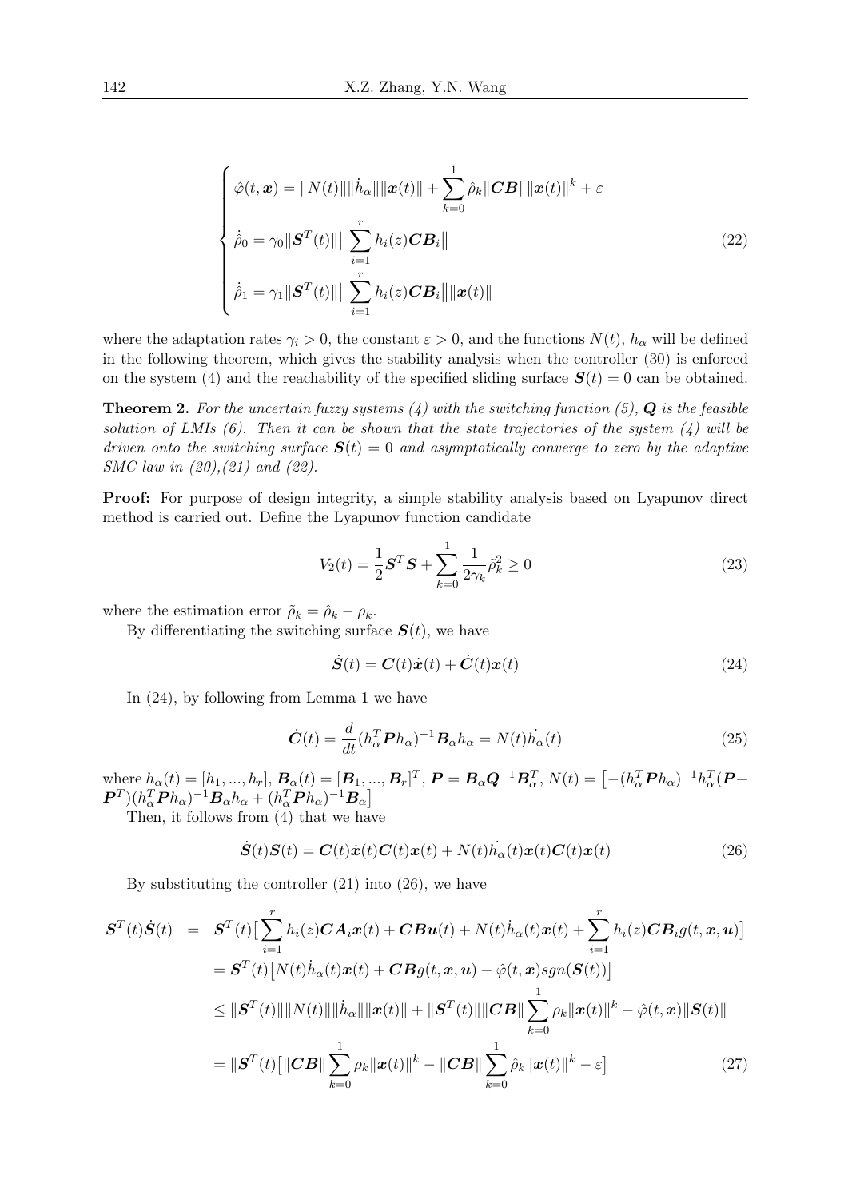$$
\begin{cases}
\hat{\varphi}(t,\boldsymbol{x}) = \|N(t)\|\|\dot{h}_\alpha\|\|\boldsymbol{x}(t)\| + \sum\limits_{k=0}^{1} \hat{\rho}_k \|\boldsymbol{CB}\|\|\boldsymbol{x}(t)\|^k + \varepsilon \\
\dot{\hat{\rho}}_0 = \gamma_0 \|\boldsymbol{S}^T(t)\|\big\|\sum\limits_{i=1}^{r} h_i(z)\boldsymbol{CB}_i\big\| \\
\dot{\hat{\rho}}_1 = \gamma_1 \|\boldsymbol{S}^T(t)\|\big\|\sum\limits_{i=1}^{r} h_i(z)\boldsymbol{CB}_i\big\|\|\boldsymbol{x}(t)\|
\end{cases}
\tag{22}
$$

where the adaptation rates $\gamma_i > 0$, the constant $\varepsilon > 0$, and the functions $N(t)$, $h_\alpha$ will be defined in the following theorem, which gives the stability analysis when the controller (30) is enforced on the system (4) and the reachability of the specified sliding surface $\boldsymbol{S}(t) = 0$ can be obtained.

**Theorem 2.** *For the uncertain fuzzy systems (4) with the switching function (5), $\boldsymbol{Q}$ is the feasible solution of LMIs (6). Then it can be shown that the state trajectories of the system (4) will be driven onto the switching surface $\boldsymbol{S}(t) = 0$ and asymptotically converge to zero by the adaptive SMC law in (20),(21) and (22).*

**Proof:** For purpose of design integrity, a simple stability analysis based on Lyapunov direct method is carried out. Define the Lyapunov function candidate

$$
V_2(t) = \frac{1}{2}\boldsymbol{S}^T\boldsymbol{S} + \sum_{k=0}^{1}\frac{1}{2\gamma_k}\tilde{\rho}_k^2 \geq 0
\tag{23}
$$

where the estimation error $\tilde{\rho}_k = \hat{\rho}_k - \rho_k$.

By differentiating the switching surface $\boldsymbol{S}(t)$, we have

$$
\dot{\boldsymbol{S}}(t) = \boldsymbol{C}(t)\dot{\boldsymbol{x}}(t) + \dot{\boldsymbol{C}}(t)\boldsymbol{x}(t)
\tag{24}
$$

In (24), by following from Lemma 1 we have

$$
\dot{\boldsymbol{C}}(t) = \frac{d}{dt}(h_\alpha^T\boldsymbol{P}h_\alpha)^{-1}\boldsymbol{B}_\alpha h_\alpha = N(t)\dot{h_\alpha}(t)
\tag{25}
$$

where $h_\alpha(t) = [h_1, ..., h_r]$, $\boldsymbol{B}_\alpha(t) = [\boldsymbol{B}_1, ..., \boldsymbol{B}_r]^T$, $\boldsymbol{P} = \boldsymbol{B}_\alpha\boldsymbol{Q}^{-1}\boldsymbol{B}_\alpha^T$, $N(t) = \big[-(h_\alpha^T\boldsymbol{P}h_\alpha)^{-1}h_\alpha^T(\boldsymbol{P}+\boldsymbol{P}^T)(h_\alpha^T\boldsymbol{P}h_\alpha)^{-1}\boldsymbol{B}_\alpha h_\alpha + (h_\alpha^T\boldsymbol{P}h_\alpha)^{-1}\boldsymbol{B}_\alpha\big]$

Then, it follows from (4) that we have

$$
\dot{\boldsymbol{S}}(t)\boldsymbol{S}(t) = \boldsymbol{C}(t)\dot{\boldsymbol{x}}(t)\boldsymbol{C}(t)\boldsymbol{x}(t) + N(t)\dot{h_\alpha}(t)\boldsymbol{x}(t)\boldsymbol{C}(t)\boldsymbol{x}(t)
\tag{26}
$$

By substituting the controller (21) into (26), we have

$$
\begin{aligned}
\boldsymbol{S}^T(t)\dot{\boldsymbol{S}}(t) &= \boldsymbol{S}^T(t)\big[\sum_{i=1}^{r} h_i(z)\boldsymbol{CA}_i\boldsymbol{x}(t) + \boldsymbol{CB}\boldsymbol{u}(t) + N(t)\dot{h}_\alpha(t)\boldsymbol{x}(t) + \sum_{i=1}^{r} h_i(z)\boldsymbol{CB}_i g(t,\boldsymbol{x},\boldsymbol{u})\big] \\
&= \boldsymbol{S}^T(t)\big[N(t)\dot{h}_\alpha(t)\boldsymbol{x}(t) + \boldsymbol{CB}g(t,\boldsymbol{x},\boldsymbol{u}) - \hat{\varphi}(t,\boldsymbol{x})sgn(\boldsymbol{S}(t))\big] \\
&\leq \|\boldsymbol{S}^T(t)\|\|N(t)\|\|\dot{h}_\alpha\|\|\boldsymbol{x}(t)\| + \|\boldsymbol{S}^T(t)\|\|\boldsymbol{CB}\|\sum_{k=0}^{1}\rho_k\|\boldsymbol{x}(t)\|^k - \hat{\varphi}(t,\boldsymbol{x})\|\boldsymbol{S}(t)\| \\
&= \|\boldsymbol{S}^T(t)\big[\|\boldsymbol{CB}\|\sum_{k=0}^{1}\rho_k\|\boldsymbol{x}(t)\|^k - \|\boldsymbol{CB}\|\sum_{k=0}^{1}\hat{\rho}_k\|\boldsymbol{x}(t)\|^k - \varepsilon\big]
\end{aligned}
\tag{27}
$$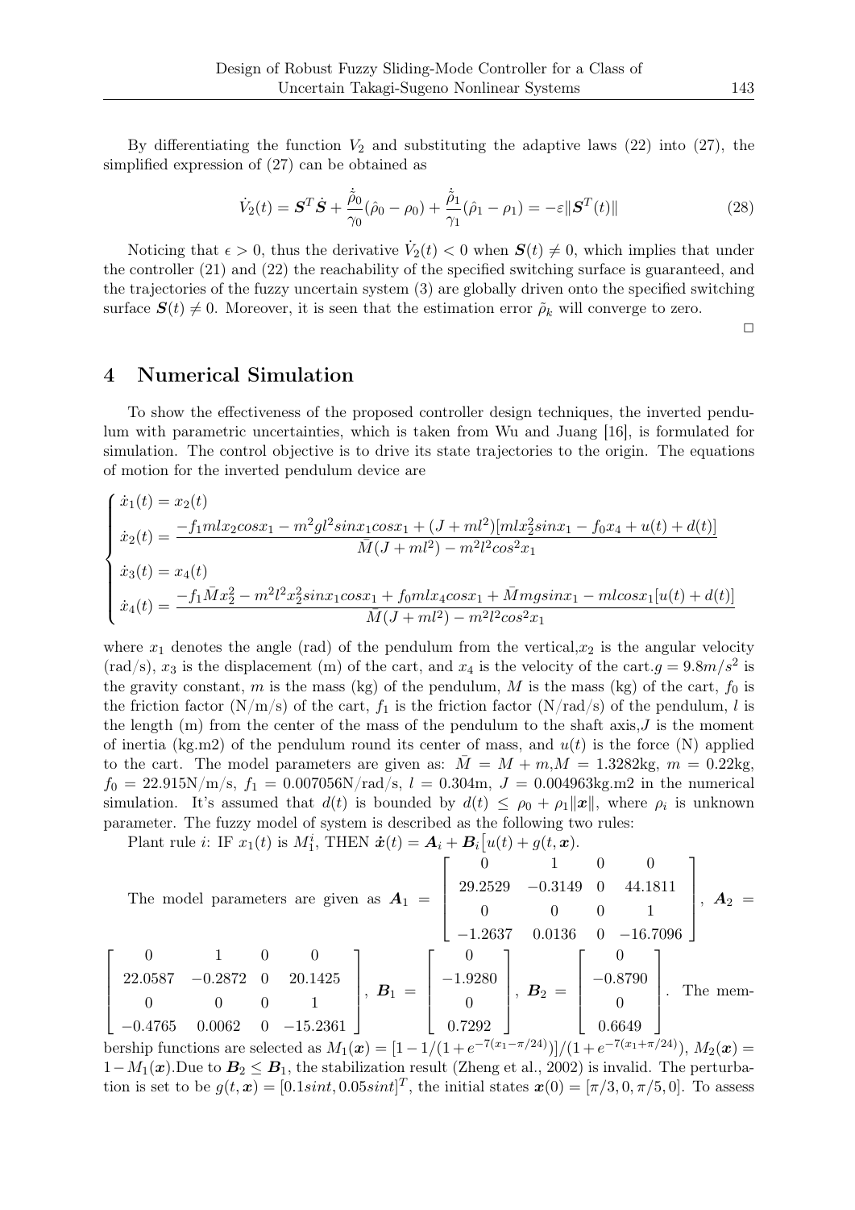By differentiating the function $V_2$ and substituting the adaptive laws (22) into (27), the simplified expression of (27) can be obtained as

$$\dot{V}_2(t) = \boldsymbol{S}^T\dot{\boldsymbol{S}} + \frac{\dot{\hat{\rho}}_0}{\gamma_0}(\hat{\rho}_0 - \rho_0) + \frac{\dot{\hat{\rho}}_1}{\gamma_1}(\hat{\rho}_1 - \rho_1) = -\varepsilon\|\boldsymbol{S}^T(t)\| \tag{28}$$

Noticing that $\epsilon > 0$, thus the derivative $\dot{V}_2(t) < 0$ when $\boldsymbol{S}(t) \neq 0$, which implies that under the controller (21) and (22) the reachability of the specified switching surface is guaranteed, and the trajectories of the fuzzy uncertain system (3) are globally driven onto the specified switching surface $\boldsymbol{S}(t) \neq 0$. Moreover, it is seen that the estimation error $\tilde{\rho}_k$ will converge to zero.

□

## 4 Numerical Simulation

To show the effectiveness of the proposed controller design techniques, the inverted pendulum with parametric uncertainties, which is taken from Wu and Juang [16], is formulated for simulation. The control objective is to drive its state trajectories to the origin. The equations of motion for the inverted pendulum device are

$$\begin{cases} \dot{x}_1(t) = x_2(t) \\ \dot{x}_2(t) = \dfrac{-f_1 mlx_2 cosx_1 - m^2gl^2 sinx_1 cosx_1 + (J+ml^2)[mlx_2^2 sinx_1 - f_0x_4 + u(t) + d(t)]}{\bar{M}(J+ml^2) - m^2l^2cos^2x_1} \\ \dot{x}_3(t) = x_4(t) \\ \dot{x}_4(t) = \dfrac{-f_1\bar{M}x_2^2 - m^2l^2x_2^2 sinx_1 cosx_1 + f_0 mlx_4 cosx_1 + \bar{M}mgsinx_1 - mlcosx_1[u(t)+d(t)]}{\bar{M}(J+ml^2) - m^2l^2cos^2x_1} \end{cases}$$

where $x_1$ denotes the angle (rad) of the pendulum from the vertical,$x_2$ is the angular velocity (rad/s), $x_3$ is the displacement (m) of the cart, and $x_4$ is the velocity of the cart.$g = 9.8m/s^2$ is the gravity constant, $m$ is the mass (kg) of the pendulum, $M$ is the mass (kg) of the cart, $f_0$ is the friction factor (N/m/s) of the cart, $f_1$ is the friction factor (N/rad/s) of the pendulum, $l$ is the length (m) from the center of the mass of the pendulum to the shaft axis,$J$ is the moment of inertia (kg.m2) of the pendulum round its center of mass, and $u(t)$ is the force (N) applied to the cart. The model parameters are given as: $\bar{M} = M + m$,$M = 1.3282$kg, $m = 0.22$kg, $f_0 = 22.915$N/m/s, $f_1 = 0.007056$N/rad/s, $l = 0.304$m, $J = 0.004963$kg.m2 in the numerical simulation. It's assumed that $d(t)$ is bounded by $d(t) \leq \rho_0 + \rho_1\|\boldsymbol{x}\|$, where $\rho_i$ is unknown parameter. The fuzzy model of system is described as the following two rules:

Plant rule $i$: IF $x_1(t)$ is $M_1^i$, THEN $\dot{\boldsymbol{x}}(t) = \boldsymbol{A}_i + \boldsymbol{B}_i[u(t) + g(t,\boldsymbol{x})$.

The model parameters are given as $\boldsymbol{A}_1 = \begin{bmatrix} 0 & 1 & 0 & 0 \\ 29.2529 & -0.3149 & 0 & 44.1811 \\ 0 & 0 & 0 & 1 \\ -1.2637 & 0.0136 & 0 & -16.7096 \end{bmatrix}$, $\boldsymbol{A}_2 = \begin{bmatrix} 0 & 1 & 0 & 0 \\ 22.0587 & -0.2872 & 0 & 20.1425 \\ 0 & 0 & 0 & 1 \\ -0.4765 & 0.0062 & 0 & -15.2361 \end{bmatrix}$, $\boldsymbol{B}_1 = \begin{bmatrix} 0 \\ -1.9280 \\ 0 \\ 0.7292 \end{bmatrix}$, $\boldsymbol{B}_2 = \begin{bmatrix} 0 \\ -0.8790 \\ 0 \\ 0.6649 \end{bmatrix}$. The membership functions are selected as $M_1(\boldsymbol{x}) = [1 - 1/(1+e^{-7(x_1-\pi/24)})]/(1+e^{-7(x_1+\pi/24)})$, $M_2(\boldsymbol{x}) = 1 - M_1(\boldsymbol{x})$.Due to $\boldsymbol{B}_2 \leq \boldsymbol{B}_1$, the stabilization result (Zheng et al., 2002) is invalid. The perturbation is set to be $g(t,\boldsymbol{x}) = [0.1sint, 0.05sint]^T$, the initial states $\boldsymbol{x}(0) = [\pi/3, 0, \pi/5, 0]$. To assess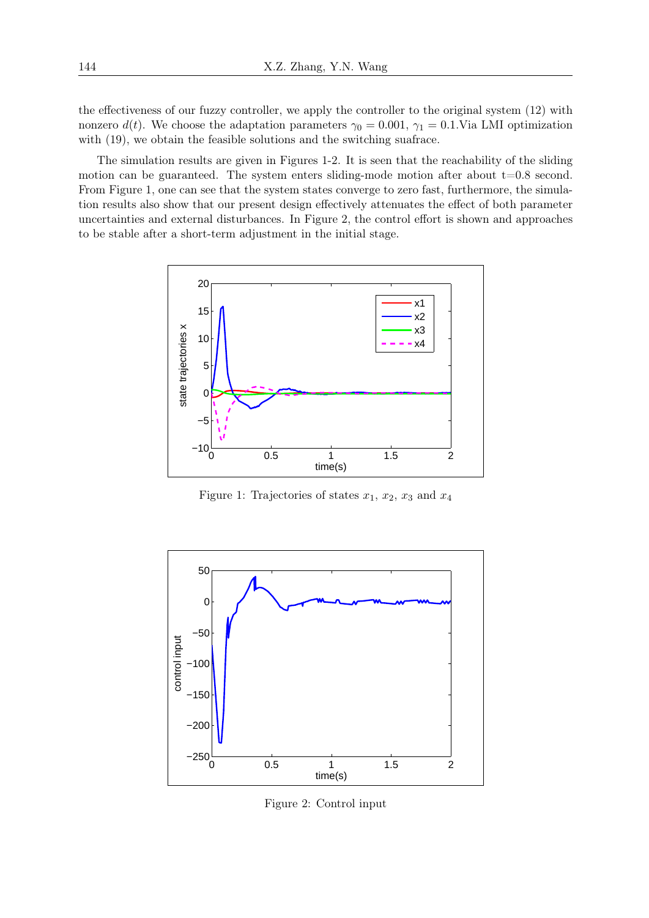the effectiveness of our fuzzy controller, we apply the controller to the original system (12) with nonzero $d(t)$. We choose the adaptation parameters $\gamma_0 = 0.001$, $\gamma_1 = 0.1$.Via LMI optimization with (19), we obtain the feasible solutions and the switching suafrace.

The simulation results are given in Figures 1-2. It is seen that the reachability of the sliding motion can be guaranteed. The system enters sliding-mode motion after about t=0.8 second. From Figure 1, one can see that the system states converge to zero fast, furthermore, the simulation results also show that our present design effectively attenuates the effect of both parameter uncertainties and external disturbances. In Figure 2, the control effort is shown and approaches to be stable after a short-term adjustment in the initial stage.

Figure 1: Trajectories of states $x_1$, $x_2$, $x_3$ and $x_4$

Figure 2: Control input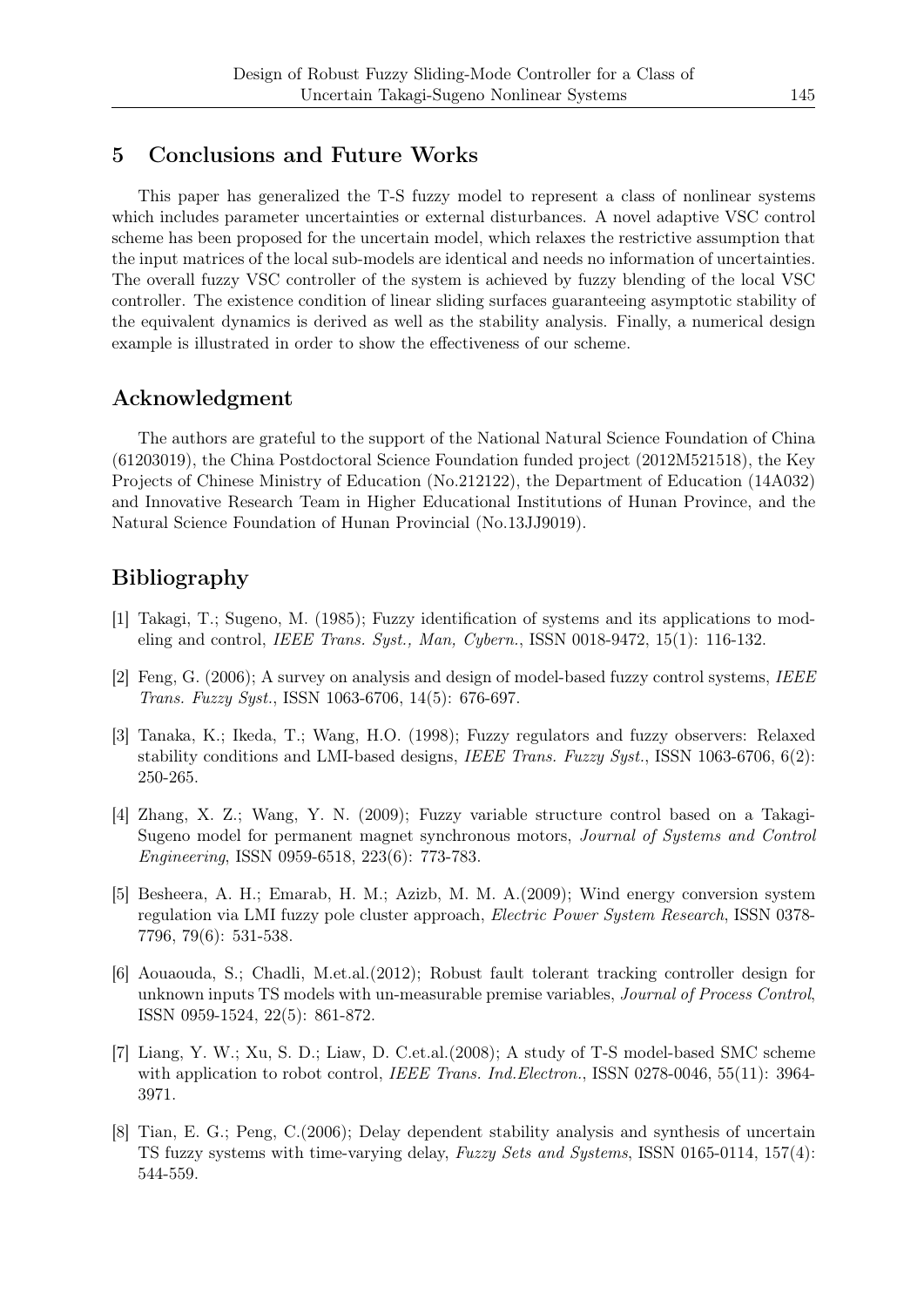## 5 Conclusions and Future Works

This paper has generalized the T-S fuzzy model to represent a class of nonlinear systems which includes parameter uncertainties or external disturbances. A novel adaptive VSC control scheme has been proposed for the uncertain model, which relaxes the restrictive assumption that the input matrices of the local sub-models are identical and needs no information of uncertainties. The overall fuzzy VSC controller of the system is achieved by fuzzy blending of the local VSC controller. The existence condition of linear sliding surfaces guaranteeing asymptotic stability of the equivalent dynamics is derived as well as the stability analysis. Finally, a numerical design example is illustrated in order to show the effectiveness of our scheme.

## Acknowledgment

The authors are grateful to the support of the National Natural Science Foundation of China (61203019), the China Postdoctoral Science Foundation funded project (2012M521518), the Key Projects of Chinese Ministry of Education (No.212122), the Department of Education (14A032) and Innovative Research Team in Higher Educational Institutions of Hunan Province, and the Natural Science Foundation of Hunan Provincial (No.13JJ9019).

## Bibliography

[1] Takagi, T.; Sugeno, M. (1985); Fuzzy identification of systems and its applications to modeling and control, *IEEE Trans. Syst., Man, Cybern.*, ISSN 0018-9472, 15(1): 116-132.

[2] Feng, G. (2006); A survey on analysis and design of model-based fuzzy control systems, *IEEE Trans. Fuzzy Syst.*, ISSN 1063-6706, 14(5): 676-697.

[3] Tanaka, K.; Ikeda, T.; Wang, H.O. (1998); Fuzzy regulators and fuzzy observers: Relaxed stability conditions and LMI-based designs, *IEEE Trans. Fuzzy Syst.*, ISSN 1063-6706, 6(2): 250-265.

[4] Zhang, X. Z.; Wang, Y. N. (2009); Fuzzy variable structure control based on a Takagi-Sugeno model for permanent magnet synchronous motors, *Journal of Systems and Control Engineering*, ISSN 0959-6518, 223(6): 773-783.

[5] Besheera, A. H.; Emarab, H. M.; Azizb, M. M. A.(2009); Wind energy conversion system regulation via LMI fuzzy pole cluster approach, *Electric Power System Research*, ISSN 0378-7796, 79(6): 531-538.

[6] Aouaouda, S.; Chadli, M.et.al.(2012); Robust fault tolerant tracking controller design for unknown inputs TS models with un-measurable premise variables, *Journal of Process Control*, ISSN 0959-1524, 22(5): 861-872.

[7] Liang, Y. W.; Xu, S. D.; Liaw, D. C.et.al.(2008); A study of T-S model-based SMC scheme with application to robot control, *IEEE Trans. Ind.Electron.*, ISSN 0278-0046, 55(11): 3964-3971.

[8] Tian, E. G.; Peng, C.(2006); Delay dependent stability analysis and synthesis of uncertain TS fuzzy systems with time-varying delay, *Fuzzy Sets and Systems*, ISSN 0165-0114, 157(4): 544-559.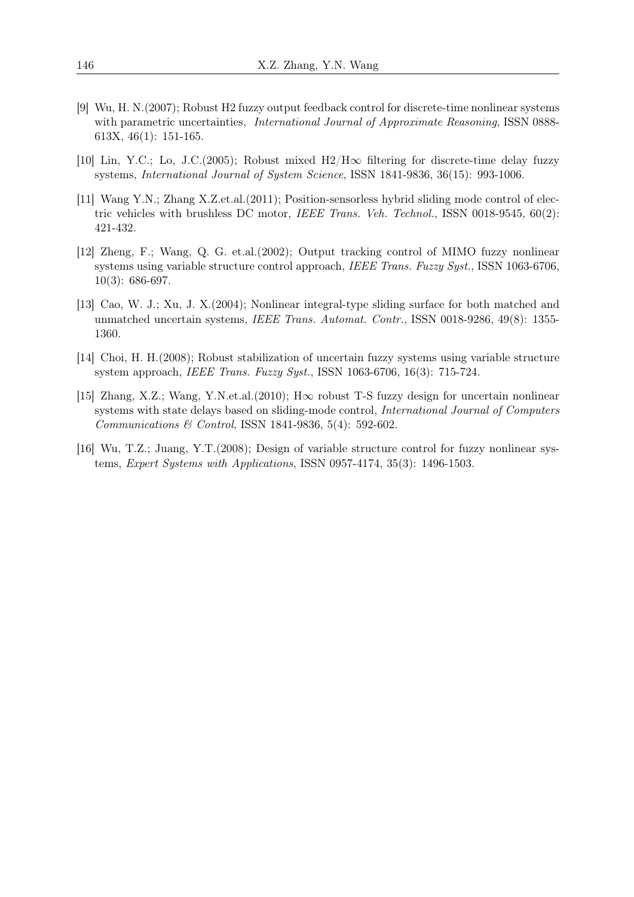[9] Wu, H. N.(2007); Robust H2 fuzzy output feedback control for discrete-time nonlinear systems with parametric uncertainties, *International Journal of Approximate Reasoning*, ISSN 0888-613X, 46(1): 151-165.

[10] Lin, Y.C.; Lo, J.C.(2005); Robust mixed H2/H$\infty$ filtering for discrete-time delay fuzzy systems, *International Journal of System Science*, ISSN 1841-9836, 36(15): 993-1006.

[11] Wang Y.N.; Zhang X.Z.et.al.(2011); Position-sensorless hybrid sliding mode control of electric vehicles with brushless DC motor, *IEEE Trans. Veh. Technol.*, ISSN 0018-9545, 60(2): 421-432.

[12] Zheng, F.; Wang, Q. G. et.al.(2002); Output tracking control of MIMO fuzzy nonlinear systems using variable structure control approach, *IEEE Trans. Fuzzy Syst.*, ISSN 1063-6706, 10(3): 686-697.

[13] Cao, W. J.; Xu, J. X.(2004); Nonlinear integral-type sliding surface for both matched and unmatched uncertain systems, *IEEE Trans. Automat. Contr.*, ISSN 0018-9286, 49(8): 1355-1360.

[14] Choi, H. H.(2008); Robust stabilization of uncertain fuzzy systems using variable structure system approach, *IEEE Trans. Fuzzy Syst.*, ISSN 1063-6706, 16(3): 715-724.

[15] Zhang, X.Z.; Wang, Y.N.et.al.(2010); H$\infty$ robust T-S fuzzy design for uncertain nonlinear systems with state delays based on sliding-mode control, *International Journal of Computers Communications & Control*, ISSN 1841-9836, 5(4): 592-602.

[16] Wu, T.Z.; Juang, Y.T.(2008); Design of variable structure control for fuzzy nonlinear systems, *Expert Systems with Applications*, ISSN 0957-4174, 35(3): 1496-1503.